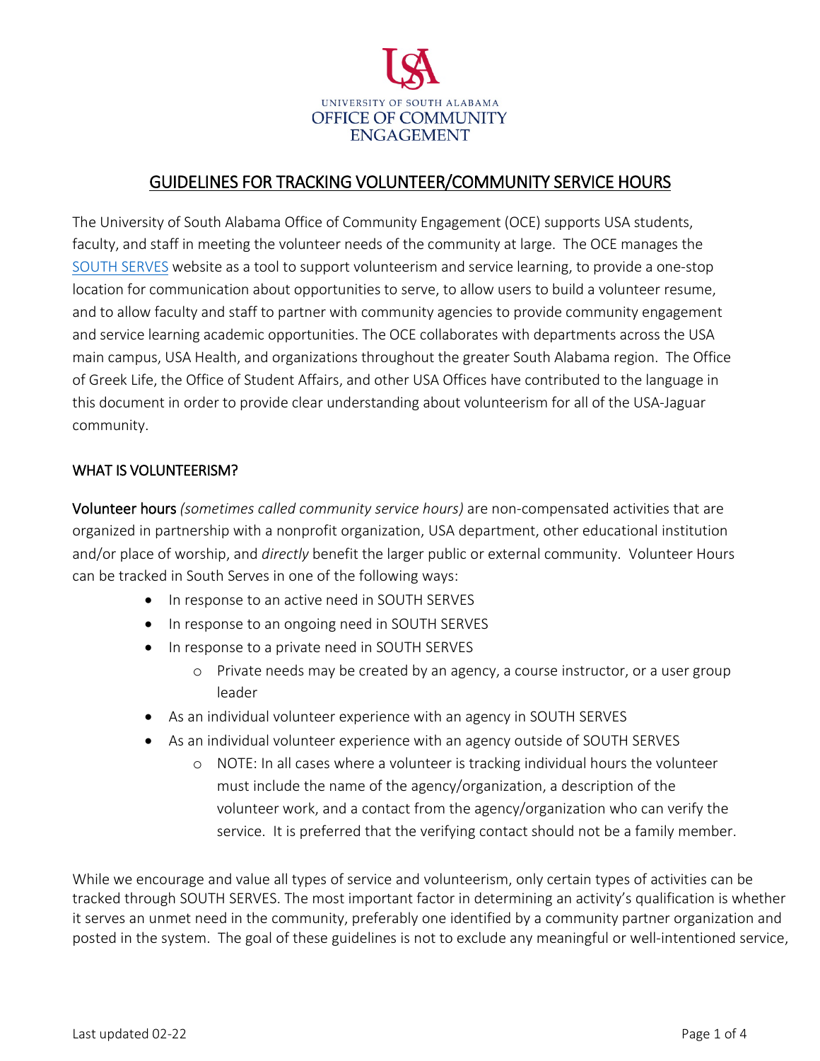UNIVERSITY OF SOUTH ALABAMA
OFFICE OF COMMUNITY ENGAGEMENT

# GUIDELINES FOR TRACKING VOLUNTEER/COMMUNITY SERVICE HOURS

The University of South Alabama Office of Community Engagement (OCE) supports USA students, faculty, and staff in meeting the volunteer needs of the community at large. The OCE manages the SOUTH SERVES website as a tool to support volunteerism and service learning, to provide a one-stop location for communication about opportunities to serve, to allow users to build a volunteer resume, and to allow faculty and staff to partner with community agencies to provide community engagement and service learning academic opportunities. The OCE collaborates with departments across the USA main campus, USA Health, and organizations throughout the greater South Alabama region. The Office of Greek Life, the Office of Student Affairs, and other USA Offices have contributed to the language in this document in order to provide clear understanding about volunteerism for all of the USA-Jaguar community.

## WHAT IS VOLUNTEERISM?

**Volunteer hours** *(sometimes called community service hours)* are non-compensated activities that are organized in partnership with a nonprofit organization, USA department, other educational institution and/or place of worship, and *directly* benefit the larger public or external community. Volunteer Hours can be tracked in South Serves in one of the following ways:

- In response to an active need in SOUTH SERVES
- In response to an ongoing need in SOUTH SERVES
- In response to a private need in SOUTH SERVES
    - Private needs may be created by an agency, a course instructor, or a user group leader
- As an individual volunteer experience with an agency in SOUTH SERVES
- As an individual volunteer experience with an agency outside of SOUTH SERVES
    - NOTE: In all cases where a volunteer is tracking individual hours the volunteer must include the name of the agency/organization, a description of the volunteer work, and a contact from the agency/organization who can verify the service. It is preferred that the verifying contact should not be a family member.

While we encourage and value all types of service and volunteerism, only certain types of activities can be tracked through SOUTH SERVES. The most important factor in determining an activity's qualification is whether it serves an unmet need in the community, preferably one identified by a community partner organization and posted in the system. The goal of these guidelines is not to exclude any meaningful or well-intentioned service,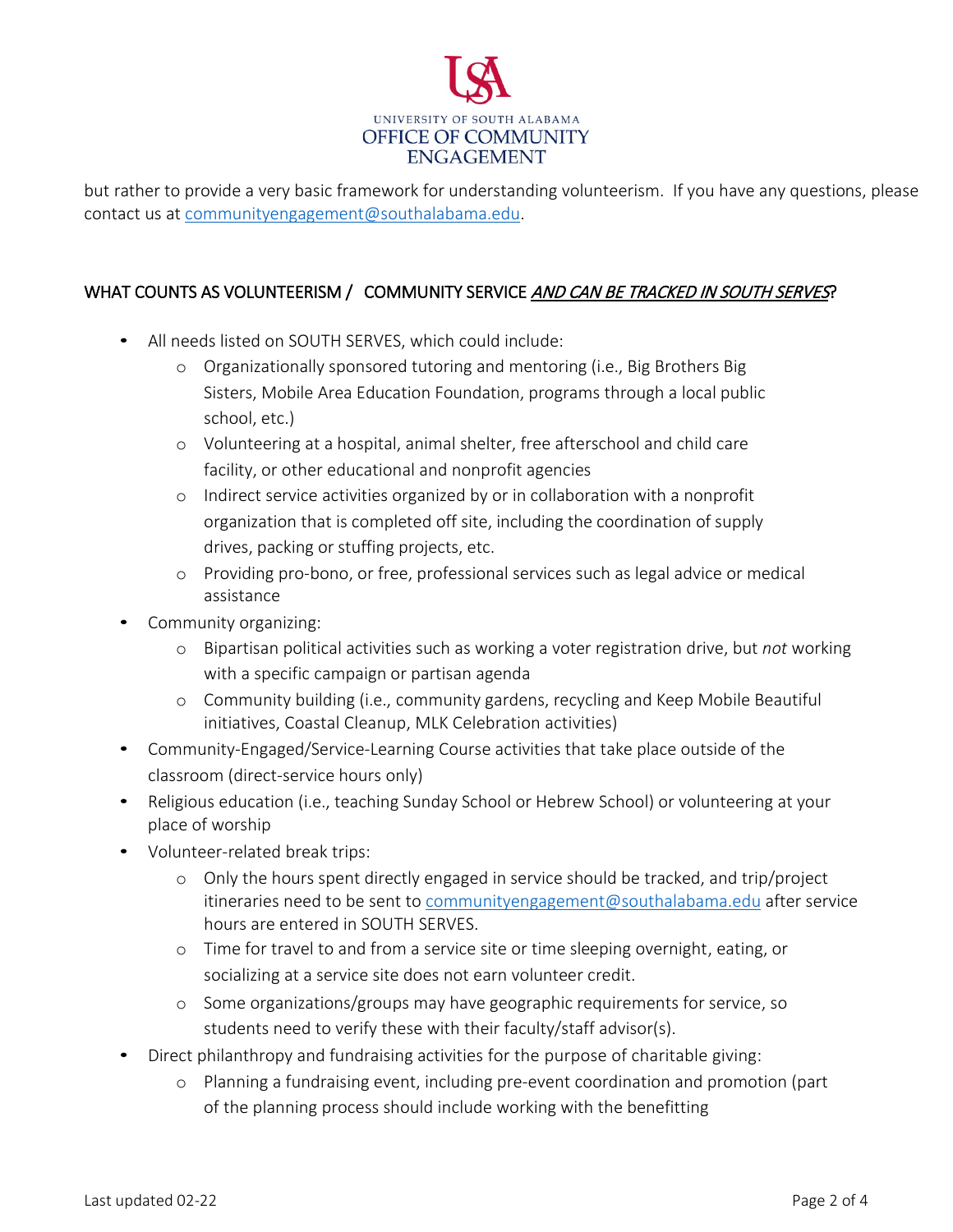but rather to provide a very basic framework for understanding volunteerism. If you have any questions, please contact us at communityengagement@southalabama.edu.

## WHAT COUNTS AS VOLUNTEERISM / COMMUNITY SERVICE *AND CAN BE TRACKED IN SOUTH SERVES*?

- All needs listed on SOUTH SERVES, which could include:
  - Organizationally sponsored tutoring and mentoring (i.e., Big Brothers Big Sisters, Mobile Area Education Foundation, programs through a local public school, etc.)
  - Volunteering at a hospital, animal shelter, free afterschool and child care facility, or other educational and nonprofit agencies
  - Indirect service activities organized by or in collaboration with a nonprofit organization that is completed off site, including the coordination of supply drives, packing or stuffing projects, etc.
  - Providing pro-bono, or free, professional services such as legal advice or medical assistance
- Community organizing:
  - Bipartisan political activities such as working a voter registration drive, but *not* working with a specific campaign or partisan agenda
  - Community building (i.e., community gardens, recycling and Keep Mobile Beautiful initiatives, Coastal Cleanup, MLK Celebration activities)
- Community-Engaged/Service-Learning Course activities that take place outside of the classroom (direct-service hours only)
- Religious education (i.e., teaching Sunday School or Hebrew School) or volunteering at your place of worship
- Volunteer-related break trips:
  - Only the hours spent directly engaged in service should be tracked, and trip/project itineraries need to be sent to communityengagement@southalabama.edu after service hours are entered in SOUTH SERVES.
  - Time for travel to and from a service site or time sleeping overnight, eating, or socializing at a service site does not earn volunteer credit.
  - Some organizations/groups may have geographic requirements for service, so students need to verify these with their faculty/staff advisor(s).
- Direct philanthropy and fundraising activities for the purpose of charitable giving:
  - Planning a fundraising event, including pre-event coordination and promotion (part of the planning process should include working with the benefitting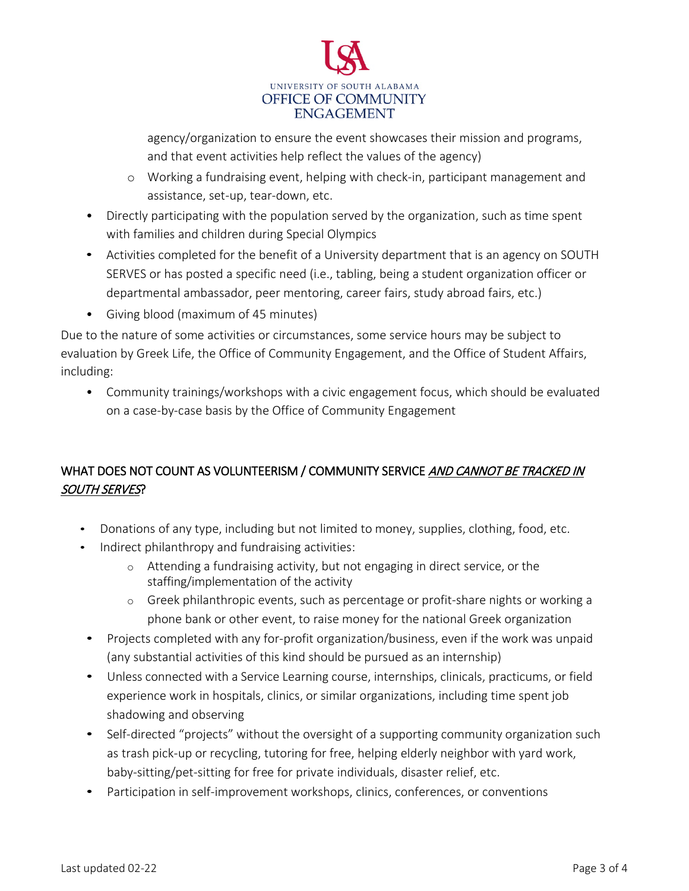agency/organization to ensure the event showcases their mission and programs, and that event activities help reflect the values of the agency)
    - Working a fundraising event, helping with check-in, participant management and assistance, set-up, tear-down, etc.
- Directly participating with the population served by the organization, such as time spent with families and children during Special Olympics
- Activities completed for the benefit of a University department that is an agency on SOUTH SERVES or has posted a specific need (i.e., tabling, being a student organization officer or departmental ambassador, peer mentoring, career fairs, study abroad fairs, etc.)
- Giving blood (maximum of 45 minutes)

Due to the nature of some activities or circumstances, some service hours may be subject to evaluation by Greek Life, the Office of Community Engagement, and the Office of Student Affairs, including:

- Community trainings/workshops with a civic engagement focus, which should be evaluated on a case-by-case basis by the Office of Community Engagement

## WHAT DOES NOT COUNT AS VOLUNTEERISM / COMMUNITY SERVICE *AND CANNOT BE TRACKED IN SOUTH SERVES*?

- Donations of any type, including but not limited to money, supplies, clothing, food, etc.
- Indirect philanthropy and fundraising activities:
    - Attending a fundraising activity, but not engaging in direct service, or the staffing/implementation of the activity
    - Greek philanthropic events, such as percentage or profit-share nights or working a phone bank or other event, to raise money for the national Greek organization
- Projects completed with any for-profit organization/business, even if the work was unpaid (any substantial activities of this kind should be pursued as an internship)
- Unless connected with a Service Learning course, internships, clinicals, practicums, or field experience work in hospitals, clinics, or similar organizations, including time spent job shadowing and observing
- Self-directed "projects" without the oversight of a supporting community organization such as trash pick-up or recycling, tutoring for free, helping elderly neighbor with yard work, baby-sitting/pet-sitting for free for private individuals, disaster relief, etc.
- Participation in self-improvement workshops, clinics, conferences, or conventions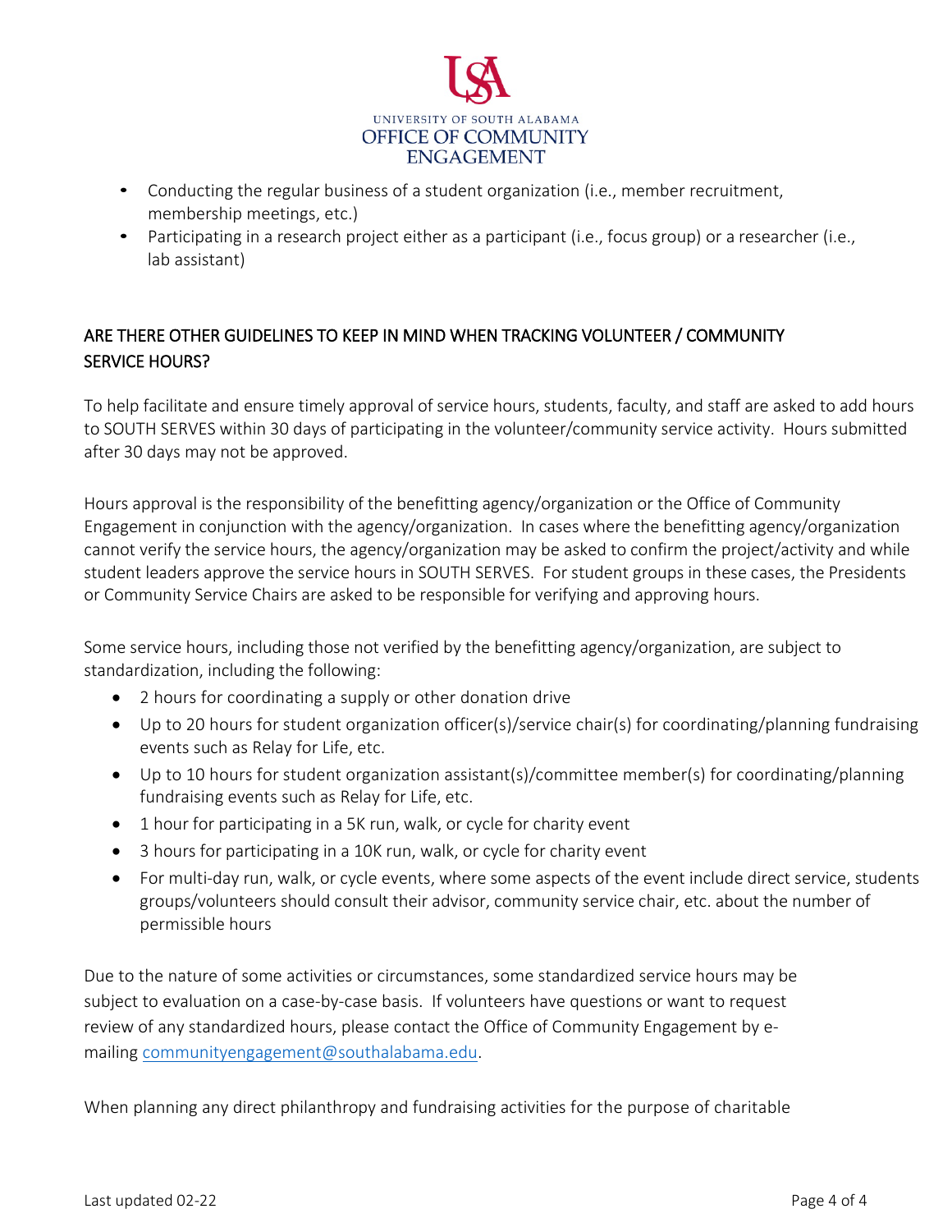- Conducting the regular business of a student organization (i.e., member recruitment, membership meetings, etc.)
- Participating in a research project either as a participant (i.e., focus group) or a researcher (i.e., lab assistant)

## ARE THERE OTHER GUIDELINES TO KEEP IN MIND WHEN TRACKING VOLUNTEER / COMMUNITY SERVICE HOURS?

To help facilitate and ensure timely approval of service hours, students, faculty, and staff are asked to add hours to SOUTH SERVES within 30 days of participating in the volunteer/community service activity. Hours submitted after 30 days may not be approved.

Hours approval is the responsibility of the benefitting agency/organization or the Office of Community Engagement in conjunction with the agency/organization. In cases where the benefitting agency/organization cannot verify the service hours, the agency/organization may be asked to confirm the project/activity and while student leaders approve the service hours in SOUTH SERVES. For student groups in these cases, the Presidents or Community Service Chairs are asked to be responsible for verifying and approving hours.

Some service hours, including those not verified by the benefitting agency/organization, are subject to standardization, including the following:

- 2 hours for coordinating a supply or other donation drive
- Up to 20 hours for student organization officer(s)/service chair(s) for coordinating/planning fundraising events such as Relay for Life, etc.
- Up to 10 hours for student organization assistant(s)/committee member(s) for coordinating/planning fundraising events such as Relay for Life, etc.
- 1 hour for participating in a 5K run, walk, or cycle for charity event
- 3 hours for participating in a 10K run, walk, or cycle for charity event
- For multi-day run, walk, or cycle events, where some aspects of the event include direct service, students groups/volunteers should consult their advisor, community service chair, etc. about the number of permissible hours

Due to the nature of some activities or circumstances, some standardized service hours may be subject to evaluation on a case-by-case basis. If volunteers have questions or want to request review of any standardized hours, please contact the Office of Community Engagement by e-mailing communityengagement@southalabama.edu.

When planning any direct philanthropy and fundraising activities for the purpose of charitable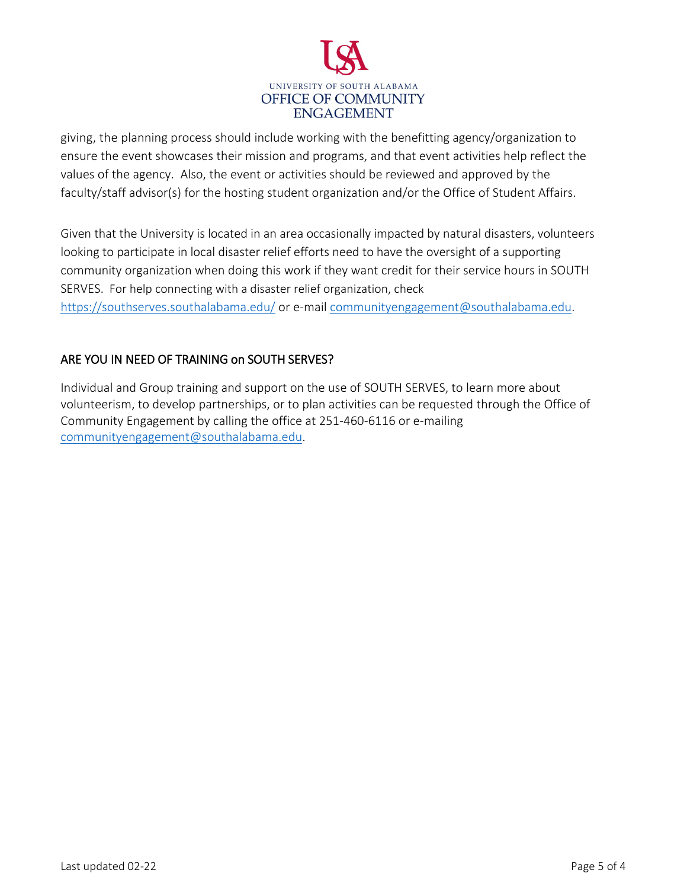giving, the planning process should include working with the benefitting agency/organization to ensure the event showcases their mission and programs, and that event activities help reflect the values of the agency. Also, the event or activities should be reviewed and approved by the faculty/staff advisor(s) for the hosting student organization and/or the Office of Student Affairs.

Given that the University is located in an area occasionally impacted by natural disasters, volunteers looking to participate in local disaster relief efforts need to have the oversight of a supporting community organization when doing this work if they want credit for their service hours in SOUTH SERVES. For help connecting with a disaster relief organization, check https://southserves.southalabama.edu/ or e-mail communityengagement@southalabama.edu.

## ARE YOU IN NEED OF TRAINING on SOUTH SERVES?

Individual and Group training and support on the use of SOUTH SERVES, to learn more about volunteerism, to develop partnerships, or to plan activities can be requested through the Office of Community Engagement by calling the office at 251-460-6116 or e-mailing communityengagement@southalabama.edu.